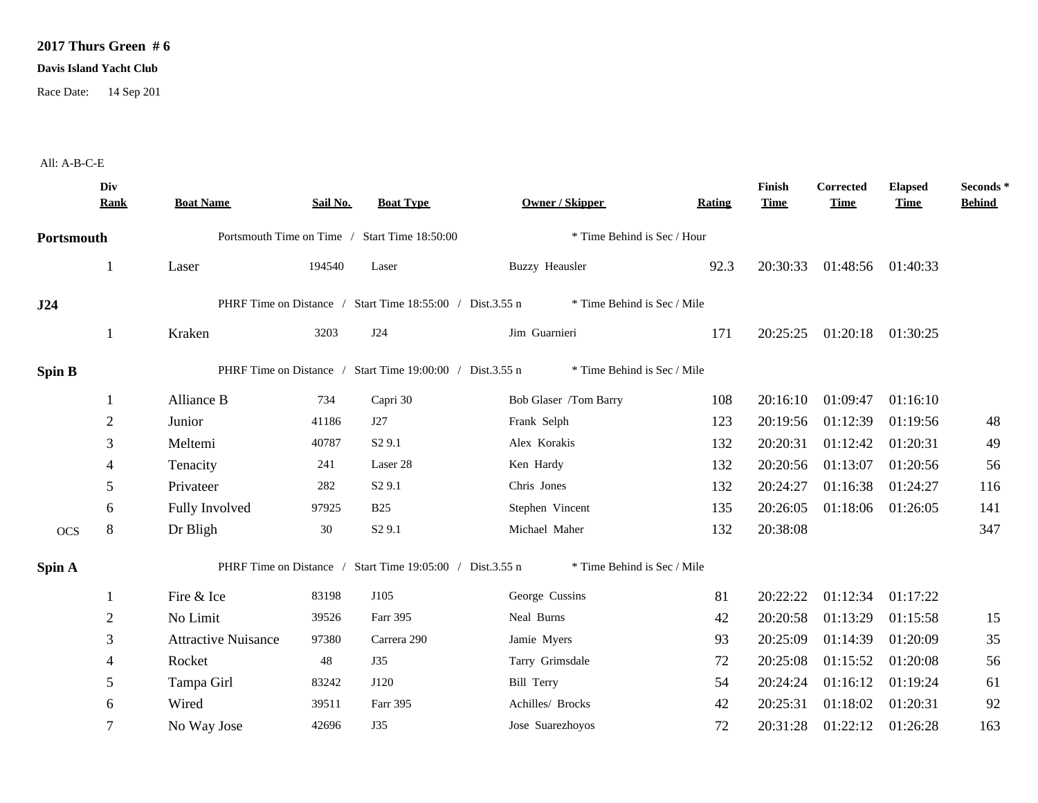**2017 Thurs Green # 6**

**Davis Island Yacht Club**

Race Date: 14 Sep 201

All: A-B-C-E

| | Div Rank | Boat Name | Sail No. | Boat Type | Owner / Skipper | Rating | Finish Time | Corrected Time | Elapsed Time | Seconds * Behind |
|---|---|---|---|---|---|---|---|---|---|---|
| **Portsmouth** | | Portsmouth Time on Time / Start Time 18:50:00 | | | * Time Behind is Sec / Hour | | | | | |
| | 1 | Laser | 194540 | Laser | Buzzy Heausler | 92.3 | 20:30:33 | 01:48:56 | 01:40:33 | |
| **J24** | | PHRF Time on Distance / Start Time 18:55:00 / Dist.3.55 n | | | * Time Behind is Sec / Mile | | | | | |
| | 1 | Kraken | 3203 | J24 | Jim Guarnieri | 171 | 20:25:25 | 01:20:18 | 01:30:25 | |
| **Spin B** | | PHRF Time on Distance / Start Time 19:00:00 / Dist.3.55 n | | | * Time Behind is Sec / Mile | | | | | |
| | 1 | Alliance B | 734 | Capri 30 | Bob Glaser /Tom Barry | 108 | 20:16:10 | 01:09:47 | 01:16:10 | |
| | 2 | Junior | 41186 | J27 | Frank Selph | 123 | 20:19:56 | 01:12:39 | 01:19:56 | 48 |
| | 3 | Meltemi | 40787 | S2 9.1 | Alex Korakis | 132 | 20:20:31 | 01:12:42 | 01:20:31 | 49 |
| | 4 | Tenacity | 241 | Laser 28 | Ken Hardy | 132 | 20:20:56 | 01:13:07 | 01:20:56 | 56 |
| | 5 | Privateer | 282 | S2 9.1 | Chris Jones | 132 | 20:24:27 | 01:16:38 | 01:24:27 | 116 |
| | 6 | Fully Involved | 97925 | B25 | Stephen Vincent | 135 | 20:26:05 | 01:18:06 | 01:26:05 | 141 |
| OCS | 8 | Dr Bligh | 30 | S2 9.1 | Michael Maher | 132 | 20:38:08 | | | 347 |
| **Spin A** | | PHRF Time on Distance / Start Time 19:05:00 / Dist.3.55 n | | | * Time Behind is Sec / Mile | | | | | |
| | 1 | Fire & Ice | 83198 | J105 | George Cussins | 81 | 20:22:22 | 01:12:34 | 01:17:22 | |
| | 2 | No Limit | 39526 | Farr 395 | Neal Burns | 42 | 20:20:58 | 01:13:29 | 01:15:58 | 15 |
| | 3 | Attractive Nuisance | 97380 | Carrera 290 | Jamie Myers | 93 | 20:25:09 | 01:14:39 | 01:20:09 | 35 |
| | 4 | Rocket | 48 | J35 | Tarry Grimsdale | 72 | 20:25:08 | 01:15:52 | 01:20:08 | 56 |
| | 5 | Tampa Girl | 83242 | J120 | Bill Terry | 54 | 20:24:24 | 01:16:12 | 01:19:24 | 61 |
| | 6 | Wired | 39511 | Farr 395 | Achilles/ Brocks | 42 | 20:25:31 | 01:18:02 | 01:20:31 | 92 |
| | 7 | No Way Jose | 42696 | J35 | Jose Suarezhoyos | 72 | 20:31:28 | 01:22:12 | 01:26:28 | 163 |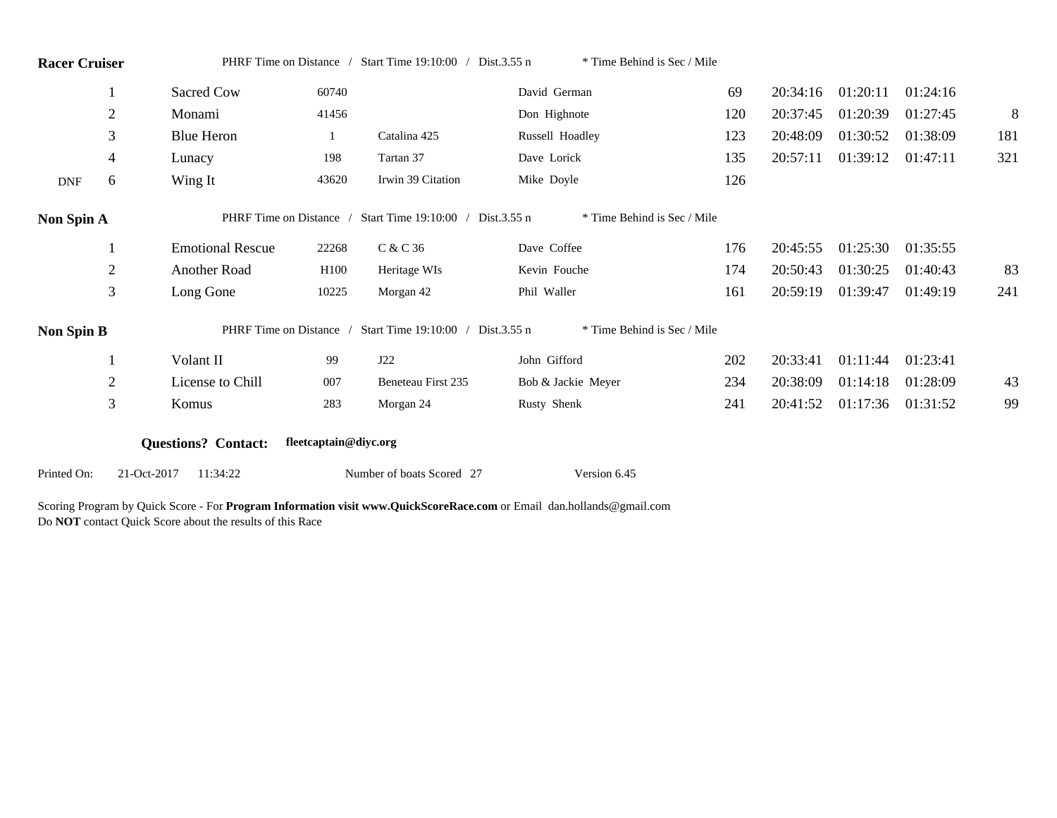**Racer Cruiser** PHRF Time on Distance / Start Time 19:10:00 / Dist.3.55 n * Time Behind is Sec / Mile

| | | | | | | | | | | |
|---|---|---|---|---|---|---|---|---|---|---|
| | 1 | Sacred Cow | 60740 | | David German | 69 | 20:34:16 | 01:20:11 | 01:24:16 | |
| | 2 | Monami | 41456 | | Don Highnote | 120 | 20:37:45 | 01:20:39 | 01:27:45 | 8 |
| | 3 | Blue Heron | 1 | Catalina 425 | Russell Hoadley | 123 | 20:48:09 | 01:30:52 | 01:38:09 | 181 |
| | 4 | Lunacy | 198 | Tartan 37 | Dave Lorick | 135 | 20:57:11 | 01:39:12 | 01:47:11 | 321 |
| DNF | 6 | Wing It | 43620 | Irwin 39 Citation | Mike Doyle | 126 | | | | |

**Non Spin A** PHRF Time on Distance / Start Time 19:10:00 / Dist.3.55 n * Time Behind is Sec / Mile

| | | | | | | | | | | |
|---|---|---|---|---|---|---|---|---|---|---|
| | 1 | Emotional Rescue | 22268 | C & C 36 | Dave Coffee | 176 | 20:45:55 | 01:25:30 | 01:35:55 | |
| | 2 | Another Road | H100 | Heritage WIs | Kevin Fouche | 174 | 20:50:43 | 01:30:25 | 01:40:43 | 83 |
| | 3 | Long Gone | 10225 | Morgan 42 | Phil Waller | 161 | 20:59:19 | 01:39:47 | 01:49:19 | 241 |

**Non Spin B** PHRF Time on Distance / Start Time 19:10:00 / Dist.3.55 n * Time Behind is Sec / Mile

| | | | | | | | | | | |
|---|---|---|---|---|---|---|---|---|---|---|
| | 1 | Volant II | 99 | J22 | John Gifford | 202 | 20:33:41 | 01:11:44 | 01:23:41 | |
| | 2 | License to Chill | 007 | Beneteau First 235 | Bob & Jackie Meyer | 234 | 20:38:09 | 01:14:18 | 01:28:09 | 43 |
| | 3 | Komus | 283 | Morgan 24 | Rusty Shenk | 241 | 20:41:52 | 01:17:36 | 01:31:52 | 99 |

**Questions? Contact:** **fleetcaptain@diyc.org**

Printed On: 21-Oct-2017 11:34:22 Number of boats Scored 27 Version 6.45

Scoring Program by Quick Score - For **Program Information visit www.QuickScoreRace.com** or Email dan.hollands@gmail.com
Do **NOT** contact Quick Score about the results of this Race